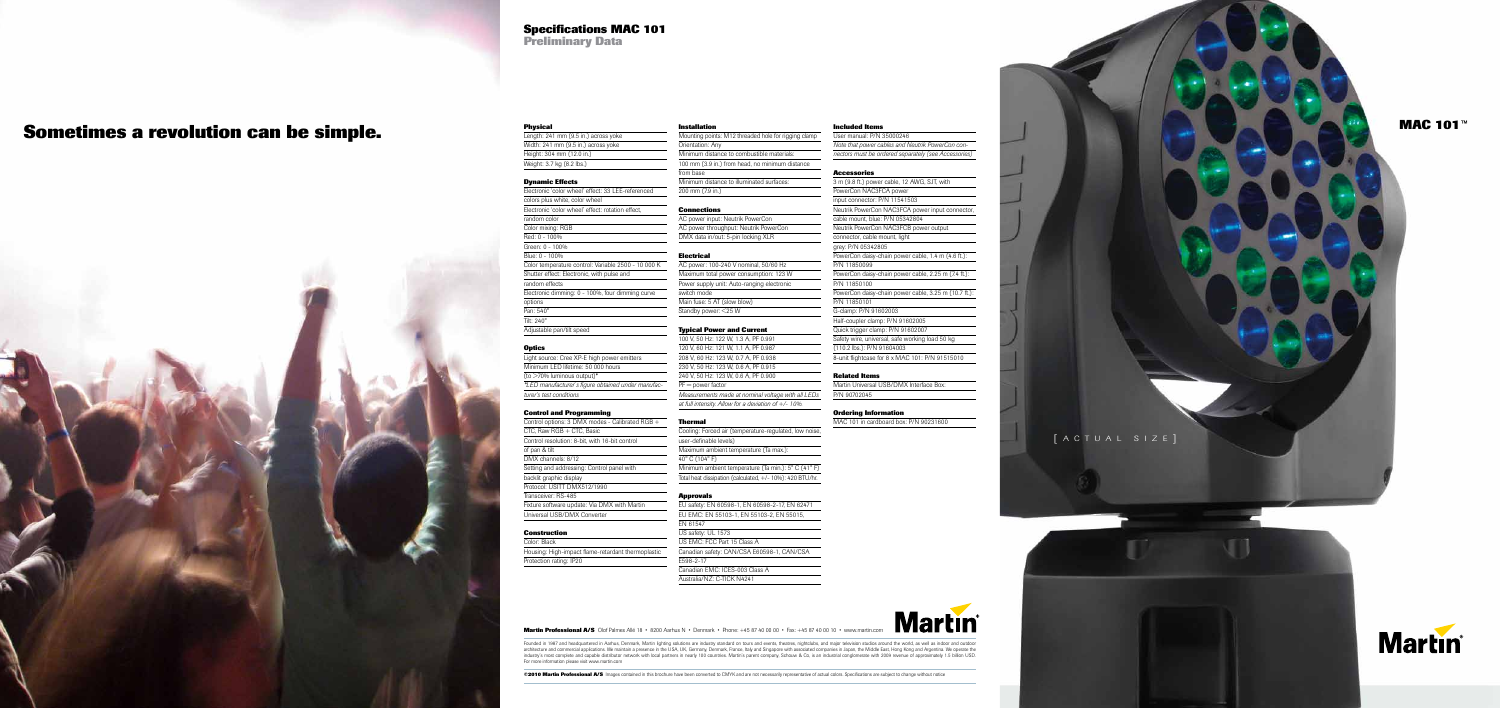# Sometimes a revolution can be simple.

# Specifications MAC 101

## Preliminary Data

### Physical

Length: 241 mm (9.5 in.) across yoke
Width: 241 mm (9.5 in.) across yoke
Height: 304 mm (12.0 in.)
Weight: 3.7 kg (8.2 lbs.)

### Dynamic Effects

Electronic 'color wheel' effect: 33 LEE-referenced colors plus white, color wheel
Electronic 'color wheel' effect: rotation effect, random color
Color mixing: RGB
Red: 0 - 100%
Green: 0 - 100%
Blue: 0 - 100%
Color temperature control: Variable 2500 - 10 000 K
Shutter effect: Electronic, with pulse and random effects
Electronic dimming: 0 - 100%, four dimming curve options
Pan: 540°
Tilt: 240°
Adjustable pan/tilt speed

### Optics

Light source: Cree XP-E high power emitters
Minimum LED lifetime: 50 000 hours (to >70% luminous output)*
*LED manufacturer's figure obtained under manufacturer's test conditions*

### Control and Programming

Control options: 3 DMX modes - Calibrated RGB + CTC, Raw RGB + CTC, Basic
Control resolution: 8-bit, with 16-bit control of pan & tilt
DMX channels: 8/12
Setting and addressing: Control panel with backlit graphic display
Protocol: USITT DMX512/1990
Transceiver: RS-485
Fixture software update: Via DMX with Martin Universal USB/DMX Converter

### Construction

Color: Black
Housing: High-impact flame-retardant thermoplastic
Protection rating: IP20

### Installation

Mounting points: M12 threaded hole for rigging clamp
Orientation: Any
Minimum distance to combustible materials: 100 mm (3.9 in.) from head, no minimum distance from base
Minimum distance to illuminated surfaces: 200 mm (7.9 in.)

### Connections

AC power input: Neutrik PowerCon
AC power throughput: Neutrik PowerCon
DMX data in/out: 5-pin locking XLR

### Electrical

AC power: 100-240 V nominal, 50/60 Hz
Maximum total power consumption: 123 W
Power supply unit: Auto-ranging electronic switch mode
Main fuse: 5 AT (slow blow)
Standby power: <25 W

### Typical Power and Current

100 V, 50 Hz: 122 W, 1.3 A, PF 0.991
120 V, 60 Hz: 121 W, 1.1 A, PF 0.987
208 V, 60 Hz: 123 W, 0.7 A, PF 0.938
230 V, 50 Hz: 123 W, 0.6 A, PF 0.915
240 V, 50 Hz: 123 W, 0.6 A, PF 0.900
PF = power factor
*Measurements made at nominal voltage with all LEDs at full intensity. Allow for a deviation of +/- 10%.*

### Thermal

Cooling: Forced air (temperature-regulated, low noise, user-definable levels)
Maximum ambient temperature (Ta max.): 40° C (104° F)
Minimum ambient temperature (Ta min.): 5° C (41° F)
Total heat dissipation (calculated, +/- 10%): 420 BTU/hr.

### Approvals

EU safety: EN 60598-1, EN 60598-2-17, EN 62471
EU EMC: EN 55103-1, EN 55103-2, EN 55015, EN 61547
US safety: UL 1573
US EMC: FCC Part 15 Class A
Canadian safety: CAN/CSA E60598-1, CAN/CSA E598-2-17
Canadian EMC: ICES-003 Class A
Australia/NZ: C-TICK N4241

### Included Items

User manual: P/N 35000246
*Note that power cables and Neutrik PowerCon connectors must be ordered separately (see Accessories)*

### Accessories

3 m (9.8 ft.) power cable, 12 AWG, SJT, with PowerCon NAC3FCA power input connector: P/N 11541503
Neutrik PowerCon NAC3FCA power input connector, cable mount, blue: P/N 05342804
Neutrik PowerCon NAC3FCB power output connector, cable mount, light grey: P/N 05342805
PowerCon daisy-chain power cable, 1.4 m (4.6 ft.): P/N 11850099
PowerCon daisy-chain power cable, 2.25 m (7.4 ft.): P/N 11850100
PowerCon daisy-chain power cable, 3.25 m (10.7 ft.): P/N 11850101
G-clamp: P/N 91602003
Half-coupler clamp: P/N 91602005
Quick trigger clamp: P/N 91602007
Safety wire, universal, safe working load 50 kg (110.2 lbs.): P/N 91604003
8-unit flightcase for 8 x MAC 101: P/N 91515010

### Related Items

Martin Universal USB/DMX Interface Box: P/N 90702045

### Ordering Information

MAC 101 in cardboard box: P/N 90231600

# MAC 101™

[ACTUAL SIZE]

**Martin Professional A/S** Olof Palmes Allé 18 • 8200 Aarhus N • Denmark • Phone: +45 87 40 00 00 • Fax: +45 87 40 00 10 • www.martin.com

Founded in 1987 and headquartered in Aarhus, Denmark, Martin lighting solutions are industry standard on tours and events, theatres, nightclubs, and major television studios around the world, as well as indoor and outdoor architecture and commercial applications. We maintain a presence in the USA, UK, Germany, Denmark, France, Italy and Singapore with associated companies in Japan, the Middle East, Hong Kong and Argentina. We operate the industry's most complete and capable distributor network with local partners in nearly 100 countries. Martin's parent company, Schouw & Co. is an industrial conglomerate with 2009 revenue of approximately 1.5 billion USD. For more information please visit www.martin.com

**©2010 Martin Professional A/S** Images contained in this brochure have been converted to CMYK and are not necessarily representative of actual colors. Specifications are subject to change without notice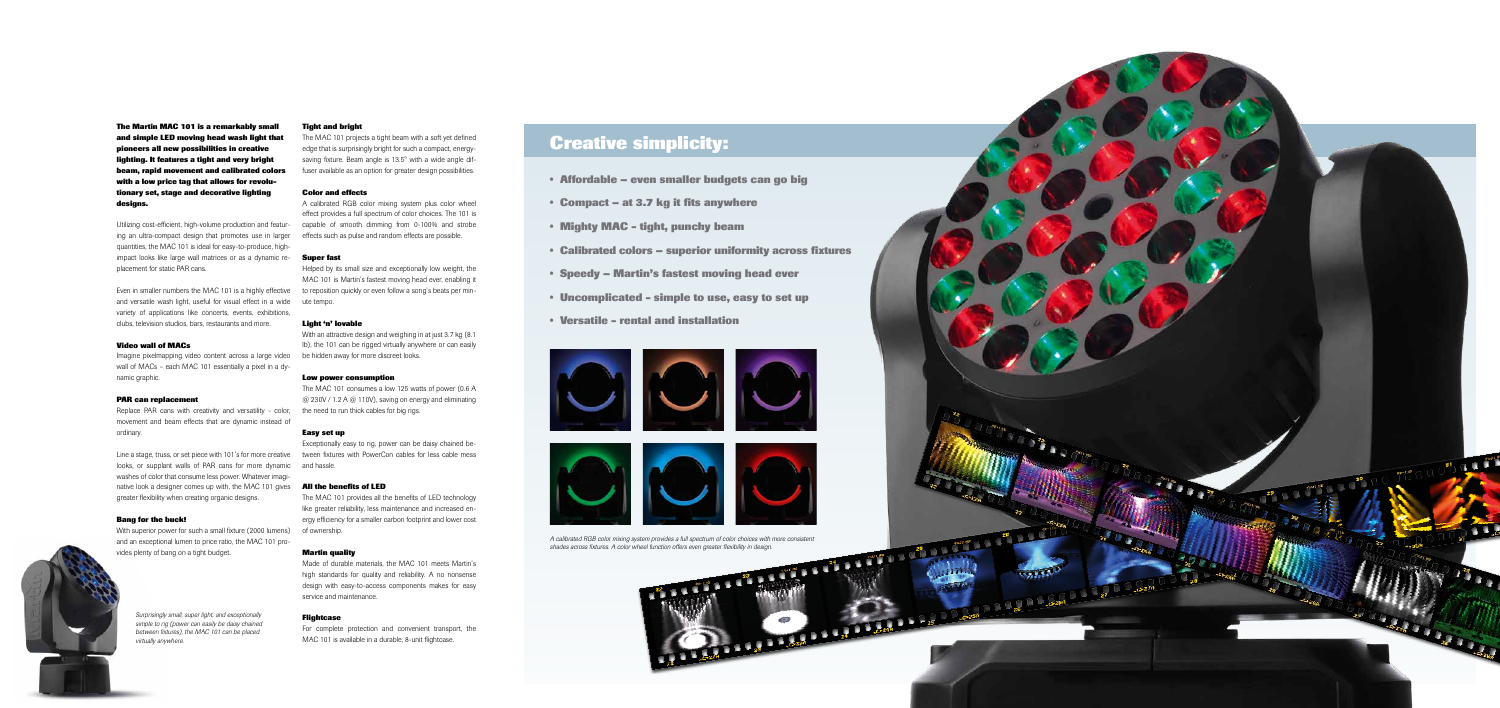**The Martin MAC 101 is a remarkably small and simple LED moving head wash light that pioneers all new possibilities in creative lighting. It features a tight and very bright beam, rapid movement and calibrated colors with a low price tag that allows for revolutionary set, stage and decorative lighting designs.**

Utilizing cost-efficient, high-volume production and featuring an ultra-compact design that promotes use in larger quantities, the MAC 101 is ideal for easy-to-produce, high-impact looks like large wall matrices or as a dynamic replacement for static PAR cans.

Even in smaller numbers the MAC 101 is a highly effective and versatile wash light, useful for visual effect in a wide variety of applications like concerts, events, exhibitions, clubs, television studios, bars, restaurants and more.

### Video wall of MACs

Imagine pixelmapping video content across a large video wall of MACs – each MAC 101 essentially a pixel in a dynamic graphic.

### PAR can replacement

Replace PAR cans with creativity and versatility – color, movement and beam effects that are dynamic instead of ordinary.

Line a stage, truss, or set piece with 101's for more creative looks, or supplant walls of PAR cans for more dynamic washes of color that consume less power. Whatever imaginative look a designer comes up with, the MAC 101 gives greater flexibility when creating organic designs.

### Bang for the buck!

With superior power for such a small fixture (2000 lumens) and an exceptional lumen to price ratio, the MAC 101 provides plenty of bang on a tight budget.

*Surprisingly small, super light, and exceptionally simple to rig (power can easily be daisy chained between fixtures), the MAC 101 can be placed virtually anywhere.*

### Tight and bright

The MAC 101 projects a tight beam with a soft yet defined edge that is surprisingly bright for such a compact, energy-saving fixture. Beam angle is 13.5° with a wide angle diffuser available as an option for greater design possibilities.

### Color and effects

A calibrated RGB color mixing system plus color wheel effect provides a full spectrum of color choices. The 101 is capable of smooth dimming from 0-100% and strobe effects such as pulse and random effects are possible.

### Super fast

Helped by its small size and exceptionally low weight, the MAC 101 is Martin's fastest moving head ever, enabling it to reposition quickly or even follow a song's beats per minute tempo.

### Light 'n' lovable

With an attractive design and weighing in at just 3.7 kg (8.1 lb), the 101 can be rigged virtually anywhere or can easily be hidden away for more discreet looks.

### Low power consumption

The MAC 101 consumes a low 125 watts of power (0.6 A @ 230V / 1.2 A @ 118V), saving on energy and eliminating the need to run thick cables for big rigs.

### Easy set up

Exceptionally easy to rig, power can be daisy chained between fixtures with PowerCon cables for less cable mess and hassle.

### All the benefits of LED

The MAC 101 provides all the benefits of LED technology like greater reliability, less maintenance and increased energy efficiency for a smaller carbon footprint and lower cost of ownership.

### Martin quality

Made of durable materials, the MAC 101 meets Martin's high standards for quality and reliability. A no nonsense design with easy-to-access components makes for easy service and maintenance.

### Flightcase

For complete protection and convenient transport, the MAC 101 is available in a durable, 8-unit flightcase.

## Creative simplicity:

- **Affordable – even smaller budgets can go big**
- **Compact – at 3.7 kg it fits anywhere**
- **Mighty MAC – tight, punchy beam**
- **Calibrated colors – superior uniformity across fixtures**
- **Speedy – Martin's fastest moving head ever**
- **Uncomplicated – simple to use, easy to set up**
- **Versatile – rental and installation**

*A calibrated RGB color mixing system provides a full spectrum of color choices with more consistent shades across fixtures. A color wheel function offers even greater flexibility in design.*